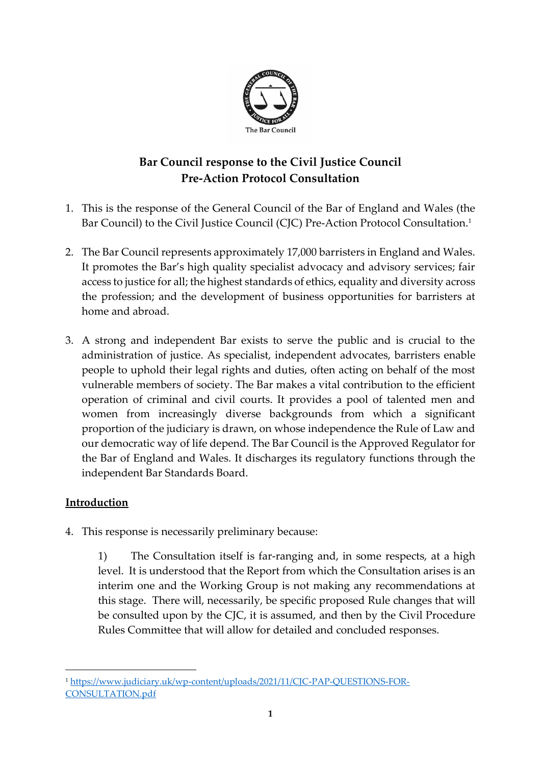# Bar Council response to the Civil Justice Council Pre-Action Protocol Consultation

1. This is the response of the General Council of the Bar of England and Wales (the Bar Council) to the Civil Justice Council (CJC) Pre-Action Protocol Consultation.[1]

2. The Bar Council represents approximately 17,000 barristers in England and Wales. It promotes the Bar's high quality specialist advocacy and advisory services; fair access to justice for all; the highest standards of ethics, equality and diversity across the profession; and the development of business opportunities for barristers at home and abroad.

3. A strong and independent Bar exists to serve the public and is crucial to the administration of justice. As specialist, independent advocates, barristers enable people to uphold their legal rights and duties, often acting on behalf of the most vulnerable members of society. The Bar makes a vital contribution to the efficient operation of criminal and civil courts. It provides a pool of talented men and women from increasingly diverse backgrounds from which a significant proportion of the judiciary is drawn, on whose independence the Rule of Law and our democratic way of life depend. The Bar Council is the Approved Regulator for the Bar of England and Wales. It discharges its regulatory functions through the independent Bar Standards Board.

## Introduction

4. This response is necessarily preliminary because:

   1) The Consultation itself is far-ranging and, in some respects, at a high level. It is understood that the Report from which the Consultation arises is an interim one and the Working Group is not making any recommendations at this stage. There will, necessarily, be specific proposed Rule changes that will be consulted upon by the CJC, it is assumed, and then by the Civil Procedure Rules Committee that will allow for detailed and concluded responses.

[1] https://www.judiciary.uk/wp-content/uploads/2021/11/CJC-PAP-QUESTIONS-FOR-CONSULTATION.pdf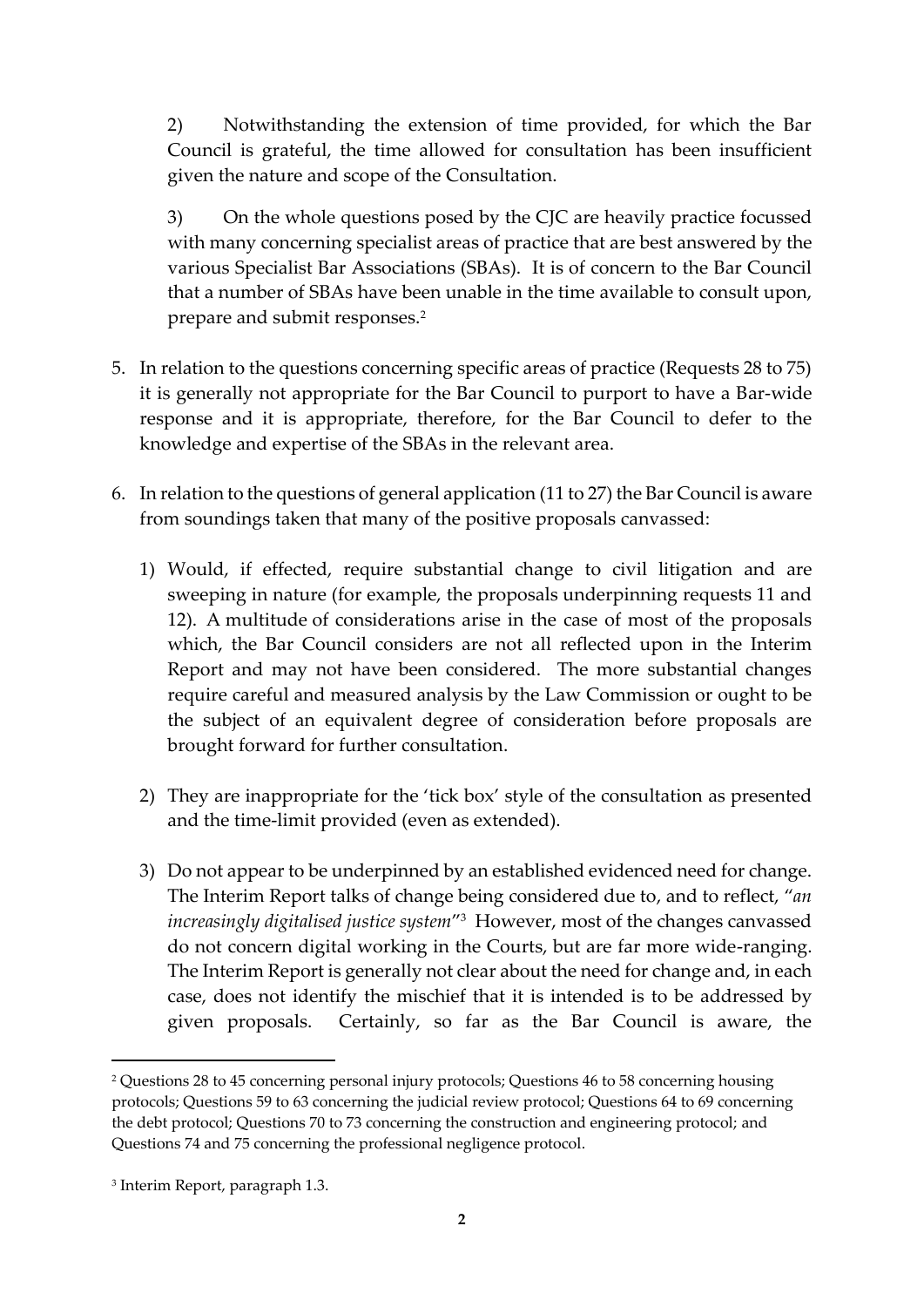2) Notwithstanding the extension of time provided, for which the Bar Council is grateful, the time allowed for consultation has been insufficient given the nature and scope of the Consultation.

3) On the whole questions posed by the CJC are heavily practice focussed with many concerning specialist areas of practice that are best answered by the various Specialist Bar Associations (SBAs). It is of concern to the Bar Council that a number of SBAs have been unable in the time available to consult upon, prepare and submit responses.[2]

5. In relation to the questions concerning specific areas of practice (Requests 28 to 75) it is generally not appropriate for the Bar Council to purport to have a Bar-wide response and it is appropriate, therefore, for the Bar Council to defer to the knowledge and expertise of the SBAs in the relevant area.

6. In relation to the questions of general application (11 to 27) the Bar Council is aware from soundings taken that many of the positive proposals canvassed:

   1) Would, if effected, require substantial change to civil litigation and are sweeping in nature (for example, the proposals underpinning requests 11 and 12). A multitude of considerations arise in the case of most of the proposals which, the Bar Council considers are not all reflected upon in the Interim Report and may not have been considered. The more substantial changes require careful and measured analysis by the Law Commission or ought to be the subject of an equivalent degree of consideration before proposals are brought forward for further consultation.

   2) They are inappropriate for the 'tick box' style of the consultation as presented and the time-limit provided (even as extended).

   3) Do not appear to be underpinned by an established evidenced need for change. The Interim Report talks of change being considered due to, and to reflect, "*an increasingly digitalised justice system*"[3] However, most of the changes canvassed do not concern digital working in the Courts, but are far more wide-ranging. The Interim Report is generally not clear about the need for change and, in each case, does not identify the mischief that it is intended is to be addressed by given proposals. Certainly, so far as the Bar Council is aware, the

---

[2] Questions 28 to 45 concerning personal injury protocols; Questions 46 to 58 concerning housing protocols; Questions 59 to 63 concerning the judicial review protocol; Questions 64 to 69 concerning the debt protocol; Questions 70 to 73 concerning the construction and engineering protocol; and Questions 74 and 75 concerning the professional negligence protocol.

[3] Interim Report, paragraph 1.3.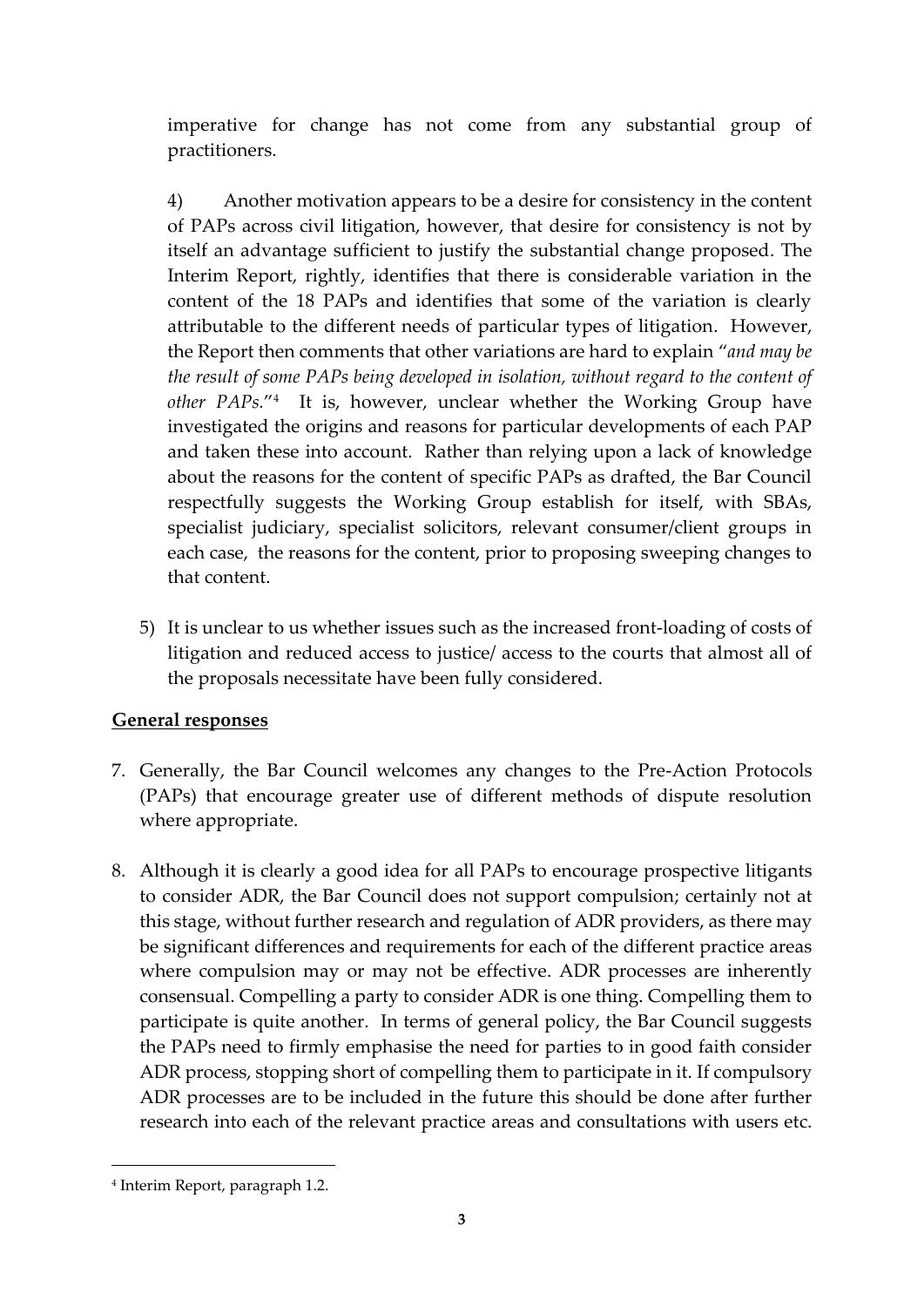imperative for change has not come from any substantial group of practitioners.

4) Another motivation appears to be a desire for consistency in the content of PAPs across civil litigation, however, that desire for consistency is not by itself an advantage sufficient to justify the substantial change proposed. The Interim Report, rightly, identifies that there is considerable variation in the content of the 18 PAPs and identifies that some of the variation is clearly attributable to the different needs of particular types of litigation. However, the Report then comments that other variations are hard to explain "*and may be the result of some PAPs being developed in isolation, without regard to the content of other PAPs.*"[4] It is, however, unclear whether the Working Group have investigated the origins and reasons for particular developments of each PAP and taken these into account. Rather than relying upon a lack of knowledge about the reasons for the content of specific PAPs as drafted, the Bar Council respectfully suggests the Working Group establish for itself, with SBAs, specialist judiciary, specialist solicitors, relevant consumer/client groups in each case, the reasons for the content, prior to proposing sweeping changes to that content.

5) It is unclear to us whether issues such as the increased front-loading of costs of litigation and reduced access to justice/ access to the courts that almost all of the proposals necessitate have been fully considered.

**General responses**

7. Generally, the Bar Council welcomes any changes to the Pre-Action Protocols (PAPs) that encourage greater use of different methods of dispute resolution where appropriate.

8. Although it is clearly a good idea for all PAPs to encourage prospective litigants to consider ADR, the Bar Council does not support compulsion; certainly not at this stage, without further research and regulation of ADR providers, as there may be significant differences and requirements for each of the different practice areas where compulsion may or may not be effective. ADR processes are inherently consensual. Compelling a party to consider ADR is one thing. Compelling them to participate is quite another. In terms of general policy, the Bar Council suggests the PAPs need to firmly emphasise the need for parties to in good faith consider ADR process, stopping short of compelling them to participate in it. If compulsory ADR processes are to be included in the future this should be done after further research into each of the relevant practice areas and consultations with users etc.

[4] Interim Report, paragraph 1.2.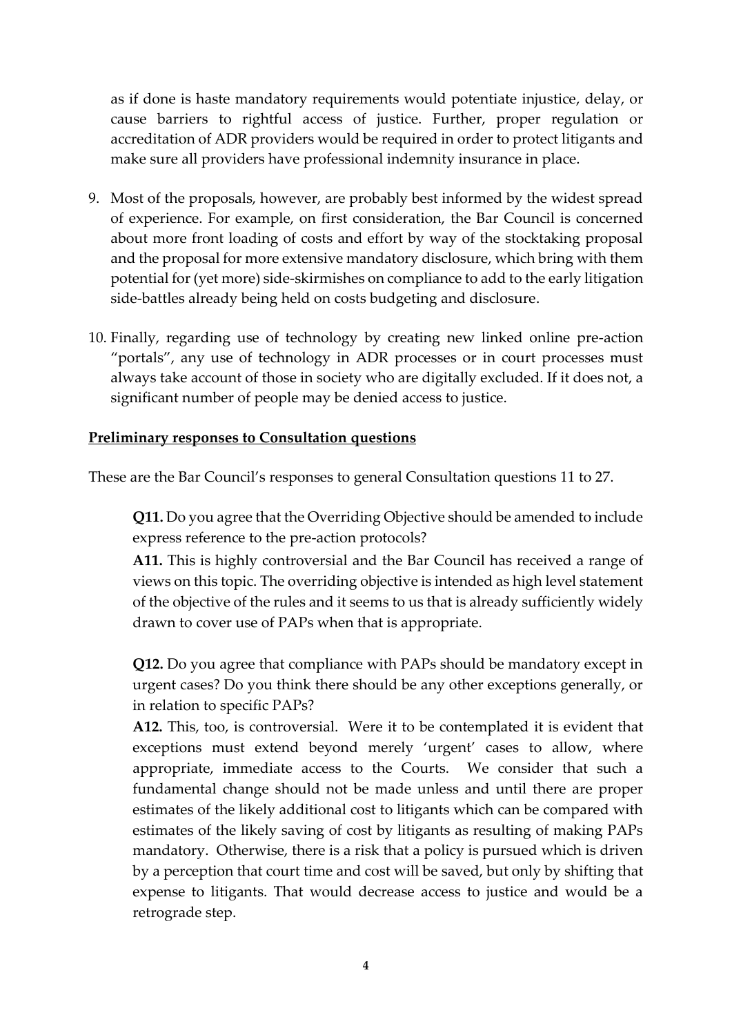as if done is haste mandatory requirements would potentiate injustice, delay, or cause barriers to rightful access of justice. Further, proper regulation or accreditation of ADR providers would be required in order to protect litigants and make sure all providers have professional indemnity insurance in place.

9. Most of the proposals, however, are probably best informed by the widest spread of experience. For example, on first consideration, the Bar Council is concerned about more front loading of costs and effort by way of the stocktaking proposal and the proposal for more extensive mandatory disclosure, which bring with them potential for (yet more) side-skirmishes on compliance to add to the early litigation side-battles already being held on costs budgeting and disclosure.

10. Finally, regarding use of technology by creating new linked online pre-action "portals", any use of technology in ADR processes or in court processes must always take account of those in society who are digitally excluded. If it does not, a significant number of people may be denied access to justice.

**Preliminary responses to Consultation questions**

These are the Bar Council's responses to general Consultation questions 11 to 27.

> **Q11.** Do you agree that the Overriding Objective should be amended to include express reference to the pre-action protocols?
>
> **A11.** This is highly controversial and the Bar Council has received a range of views on this topic. The overriding objective is intended as high level statement of the objective of the rules and it seems to us that is already sufficiently widely drawn to cover use of PAPs when that is appropriate.
>
> **Q12.** Do you agree that compliance with PAPs should be mandatory except in urgent cases? Do you think there should be any other exceptions generally, or in relation to specific PAPs?
>
> **A12.** This, too, is controversial. Were it to be contemplated it is evident that exceptions must extend beyond merely 'urgent' cases to allow, where appropriate, immediate access to the Courts. We consider that such a fundamental change should not be made unless and until there are proper estimates of the likely additional cost to litigants which can be compared with estimates of the likely saving of cost by litigants as resulting of making PAPs mandatory. Otherwise, there is a risk that a policy is pursued which is driven by a perception that court time and cost will be saved, but only by shifting that expense to litigants. That would decrease access to justice and would be a retrograde step.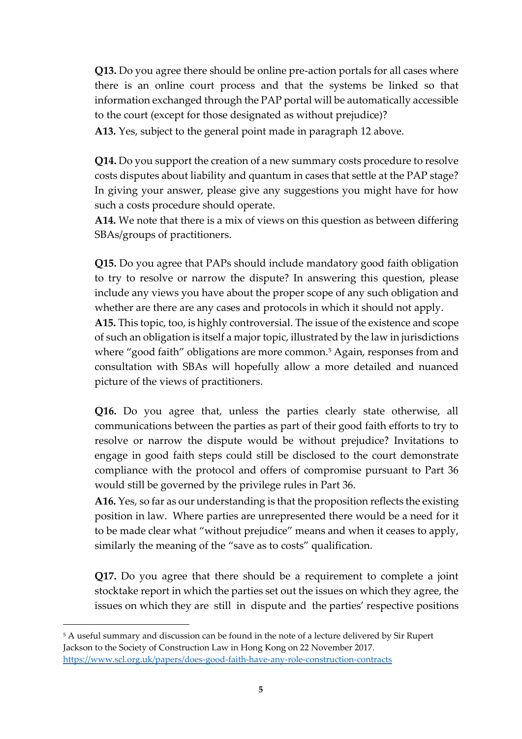**Q13.** Do you agree there should be online pre-action portals for all cases where there is an online court process and that the systems be linked so that information exchanged through the PAP portal will be automatically accessible to the court (except for those designated as without prejudice)?

**A13.** Yes, subject to the general point made in paragraph 12 above.

**Q14.** Do you support the creation of a new summary costs procedure to resolve costs disputes about liability and quantum in cases that settle at the PAP stage? In giving your answer, please give any suggestions you might have for how such a costs procedure should operate.

**A14.** We note that there is a mix of views on this question as between differing SBAs/groups of practitioners.

**Q15.** Do you agree that PAPs should include mandatory good faith obligation to try to resolve or narrow the dispute? In answering this question, please include any views you have about the proper scope of any such obligation and whether are there are any cases and protocols in which it should not apply.

**A15.** This topic, too, is highly controversial. The issue of the existence and scope of such an obligation is itself a major topic, illustrated by the law in jurisdictions where "good faith" obligations are more common.[5] Again, responses from and consultation with SBAs will hopefully allow a more detailed and nuanced picture of the views of practitioners.

**Q16.** Do you agree that, unless the parties clearly state otherwise, all communications between the parties as part of their good faith efforts to try to resolve or narrow the dispute would be without prejudice? Invitations to engage in good faith steps could still be disclosed to the court demonstrate compliance with the protocol and offers of compromise pursuant to Part 36 would still be governed by the privilege rules in Part 36.

**A16.** Yes, so far as our understanding is that the proposition reflects the existing position in law. Where parties are unrepresented there would be a need for it to be made clear what "without prejudice" means and when it ceases to apply, similarly the meaning of the "save as to costs" qualification.

**Q17.** Do you agree that there should be a requirement to complete a joint stocktake report in which the parties set out the issues on which they agree, the issues on which they are still in dispute and the parties' respective positions

---

[5] A useful summary and discussion can be found in the note of a lecture delivered by Sir Rupert Jackson to the Society of Construction Law in Hong Kong on 22 November 2017. https://www.scl.org.uk/papers/does-good-faith-have-any-role-construction-contracts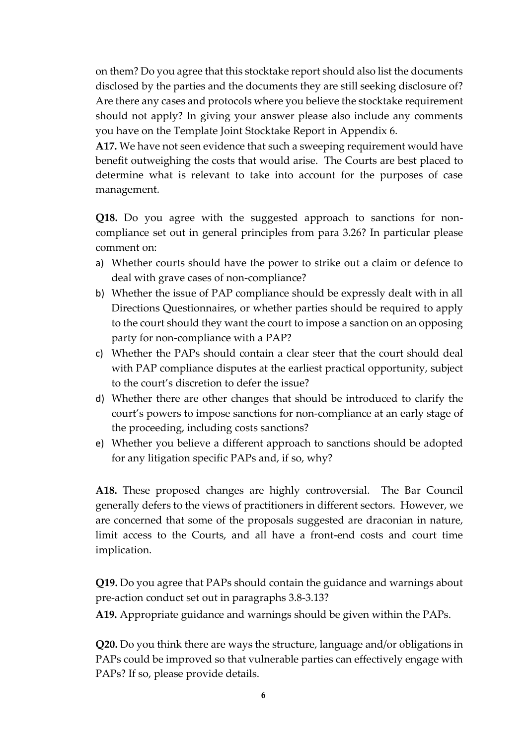on them? Do you agree that this stocktake report should also list the documents disclosed by the parties and the documents they are still seeking disclosure of? Are there any cases and protocols where you believe the stocktake requirement should not apply? In giving your answer please also include any comments you have on the Template Joint Stocktake Report in Appendix 6.

**A17.** We have not seen evidence that such a sweeping requirement would have benefit outweighing the costs that would arise. The Courts are best placed to determine what is relevant to take into account for the purposes of case management.

**Q18.** Do you agree with the suggested approach to sanctions for non-compliance set out in general principles from para 3.26? In particular please comment on:

a) Whether courts should have the power to strike out a claim or defence to deal with grave cases of non-compliance?
b) Whether the issue of PAP compliance should be expressly dealt with in all Directions Questionnaires, or whether parties should be required to apply to the court should they want the court to impose a sanction on an opposing party for non-compliance with a PAP?
c) Whether the PAPs should contain a clear steer that the court should deal with PAP compliance disputes at the earliest practical opportunity, subject to the court's discretion to defer the issue?
d) Whether there are other changes that should be introduced to clarify the court's powers to impose sanctions for non-compliance at an early stage of the proceeding, including costs sanctions?
e) Whether you believe a different approach to sanctions should be adopted for any litigation specific PAPs and, if so, why?

**A18.** These proposed changes are highly controversial. The Bar Council generally defers to the views of practitioners in different sectors. However, we are concerned that some of the proposals suggested are draconian in nature, limit access to the Courts, and all have a front-end costs and court time implication.

**Q19.** Do you agree that PAPs should contain the guidance and warnings about pre-action conduct set out in paragraphs 3.8-3.13?

**A19.** Appropriate guidance and warnings should be given within the PAPs.

**Q20.** Do you think there are ways the structure, language and/or obligations in PAPs could be improved so that vulnerable parties can effectively engage with PAPs? If so, please provide details.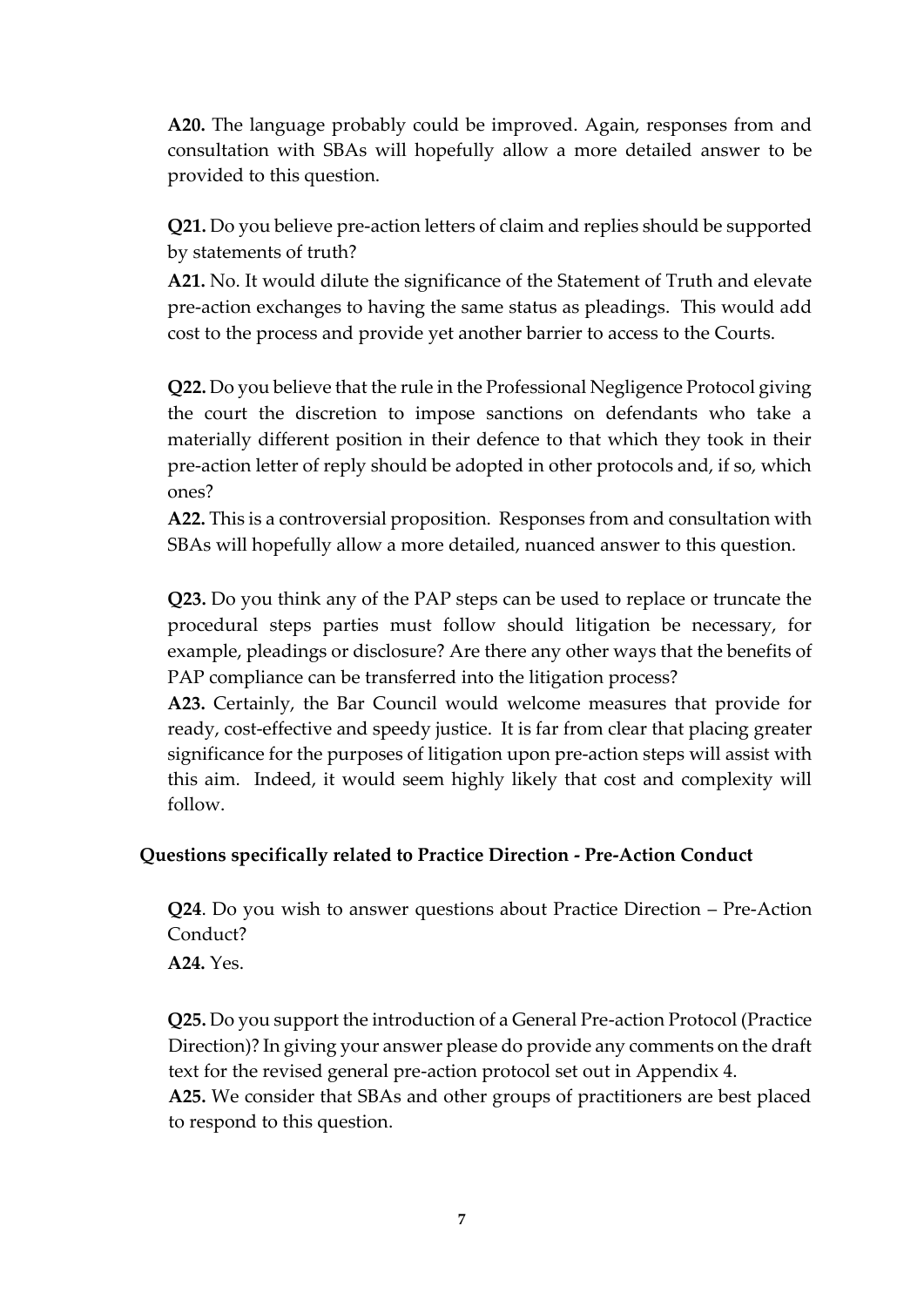**A20.** The language probably could be improved. Again, responses from and consultation with SBAs will hopefully allow a more detailed answer to be provided to this question.

**Q21.** Do you believe pre-action letters of claim and replies should be supported by statements of truth?

**A21.** No. It would dilute the significance of the Statement of Truth and elevate pre-action exchanges to having the same status as pleadings. This would add cost to the process and provide yet another barrier to access to the Courts.

**Q22.** Do you believe that the rule in the Professional Negligence Protocol giving the court the discretion to impose sanctions on defendants who take a materially different position in their defence to that which they took in their pre-action letter of reply should be adopted in other protocols and, if so, which ones?

**A22.** This is a controversial proposition. Responses from and consultation with SBAs will hopefully allow a more detailed, nuanced answer to this question.

**Q23.** Do you think any of the PAP steps can be used to replace or truncate the procedural steps parties must follow should litigation be necessary, for example, pleadings or disclosure? Are there any other ways that the benefits of PAP compliance can be transferred into the litigation process?

**A23.** Certainly, the Bar Council would welcome measures that provide for ready, cost-effective and speedy justice. It is far from clear that placing greater significance for the purposes of litigation upon pre-action steps will assist with this aim. Indeed, it would seem highly likely that cost and complexity will follow.

## Questions specifically related to Practice Direction - Pre-Action Conduct

**Q24**. Do you wish to answer questions about Practice Direction – Pre-Action Conduct?

**A24.** Yes.

**Q25.** Do you support the introduction of a General Pre-action Protocol (Practice Direction)? In giving your answer please do provide any comments on the draft text for the revised general pre-action protocol set out in Appendix 4.

**A25.** We consider that SBAs and other groups of practitioners are best placed to respond to this question.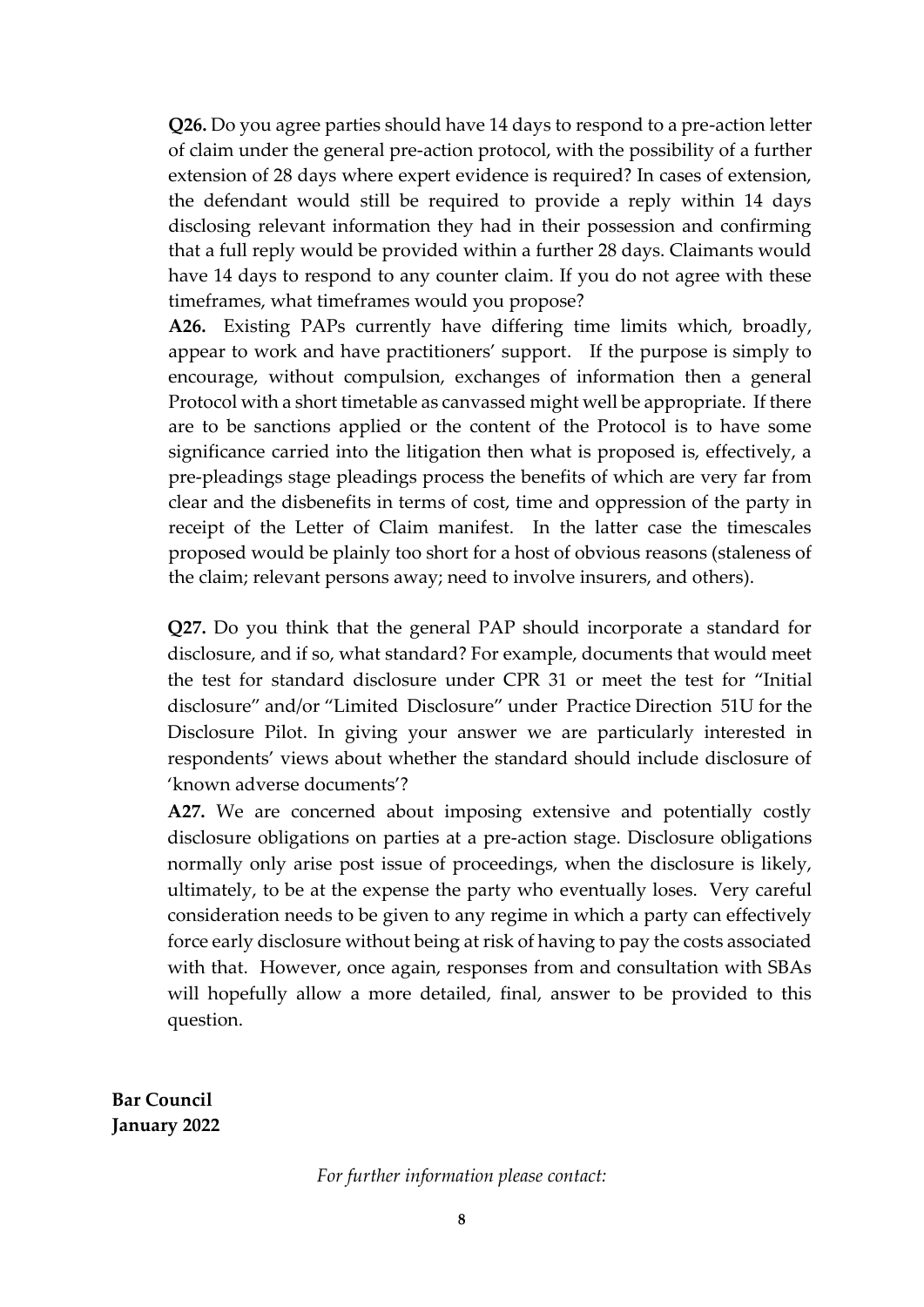**Q26.** Do you agree parties should have 14 days to respond to a pre-action letter of claim under the general pre-action protocol, with the possibility of a further extension of 28 days where expert evidence is required? In cases of extension, the defendant would still be required to provide a reply within 14 days disclosing relevant information they had in their possession and confirming that a full reply would be provided within a further 28 days. Claimants would have 14 days to respond to any counter claim. If you do not agree with these timeframes, what timeframes would you propose?

**A26.** Existing PAPs currently have differing time limits which, broadly, appear to work and have practitioners' support. If the purpose is simply to encourage, without compulsion, exchanges of information then a general Protocol with a short timetable as canvassed might well be appropriate. If there are to be sanctions applied or the content of the Protocol is to have some significance carried into the litigation then what is proposed is, effectively, a pre-pleadings stage pleadings process the benefits of which are very far from clear and the disbenefits in terms of cost, time and oppression of the party in receipt of the Letter of Claim manifest. In the latter case the timescales proposed would be plainly too short for a host of obvious reasons (staleness of the claim; relevant persons away; need to involve insurers, and others).

**Q27.** Do you think that the general PAP should incorporate a standard for disclosure, and if so, what standard? For example, documents that would meet the test for standard disclosure under CPR 31 or meet the test for "Initial disclosure" and/or "Limited Disclosure" under Practice Direction 51U for the Disclosure Pilot. In giving your answer we are particularly interested in respondents' views about whether the standard should include disclosure of 'known adverse documents'?

**A27.** We are concerned about imposing extensive and potentially costly disclosure obligations on parties at a pre-action stage. Disclosure obligations normally only arise post issue of proceedings, when the disclosure is likely, ultimately, to be at the expense the party who eventually loses. Very careful consideration needs to be given to any regime in which a party can effectively force early disclosure without being at risk of having to pay the costs associated with that. However, once again, responses from and consultation with SBAs will hopefully allow a more detailed, final, answer to be provided to this question.

**Bar Council**
**January 2022**

*For further information please contact:*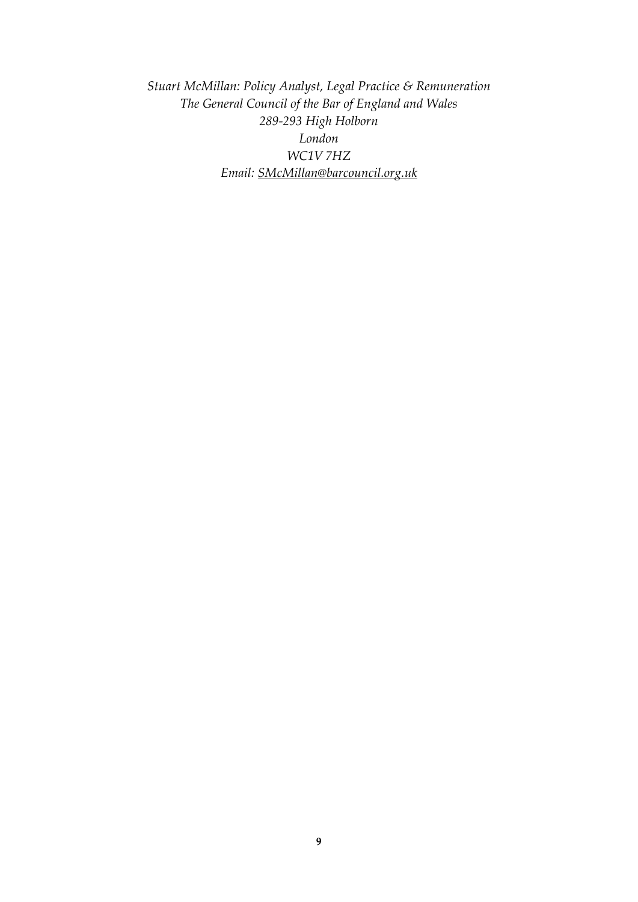*Stuart McMillan: Policy Analyst, Legal Practice & Remuneration*
*The General Council of the Bar of England and Wales*
*289-293 High Holborn*
*London*
*WC1V 7HZ*
*Email: SMcMillan@barcouncil.org.uk*